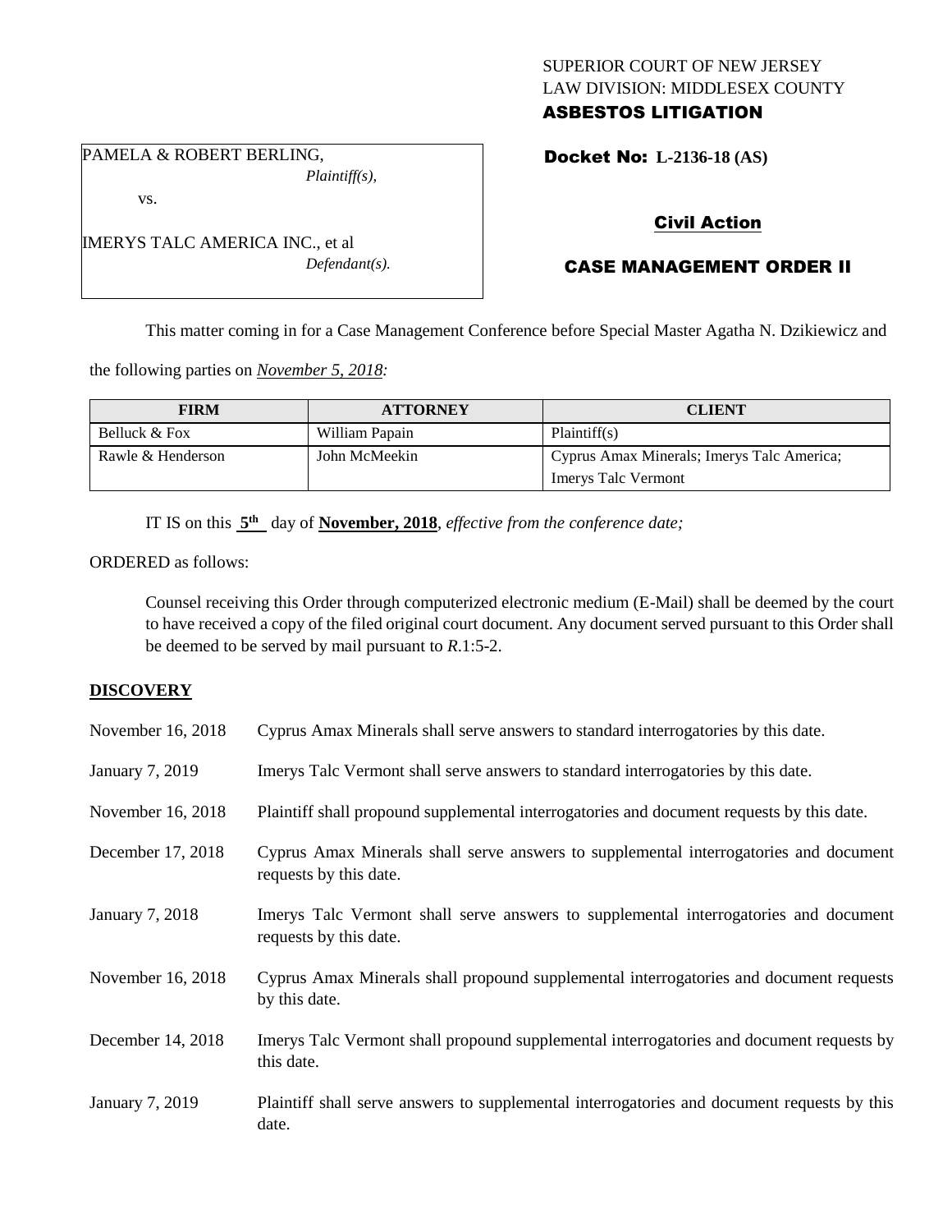SUPERIOR COURT OF NEW JERSEY
LAW DIVISION: MIDDLESEX COUNTY
**ASBESTOS LITIGATION**

PAMELA & ROBERT BERLING,
*Plaintiff(s),*

vs.

IMERYS TALC AMERICA INC., et al
*Defendant(s).*

**Docket No: L-2136-18 (AS)**

**Civil Action**

**CASE MANAGEMENT ORDER II**

This matter coming in for a Case Management Conference before Special Master Agatha N. Dzikiewicz and the following parties on *November 5, 2018:*

| FIRM | ATTORNEY | CLIENT |
| --- | --- | --- |
| Belluck & Fox | William Papain | Plaintiff(s) |
| Rawle & Henderson | John McMeekin | Cyprus Amax Minerals; Imerys Talc America; Imerys Talc Vermont |

IT IS on this **5th** day of **November, 2018**, *effective from the conference date;*

ORDERED as follows:

Counsel receiving this Order through computerized electronic medium (E-Mail) shall be deemed by the court to have received a copy of the filed original court document. Any document served pursuant to this Order shall be deemed to be served by mail pursuant to *R*.1:5-2.

**DISCOVERY**

November 16, 2018 — Cyprus Amax Minerals shall serve answers to standard interrogatories by this date.

January 7, 2019 — Imerys Talc Vermont shall serve answers to standard interrogatories by this date.

November 16, 2018 — Plaintiff shall propound supplemental interrogatories and document requests by this date.

December 17, 2018 — Cyprus Amax Minerals shall serve answers to supplemental interrogatories and document requests by this date.

January 7, 2018 — Imerys Talc Vermont shall serve answers to supplemental interrogatories and document requests by this date.

November 16, 2018 — Cyprus Amax Minerals shall propound supplemental interrogatories and document requests by this date.

December 14, 2018 — Imerys Talc Vermont shall propound supplemental interrogatories and document requests by this date.

January 7, 2019 — Plaintiff shall serve answers to supplemental interrogatories and document requests by this date.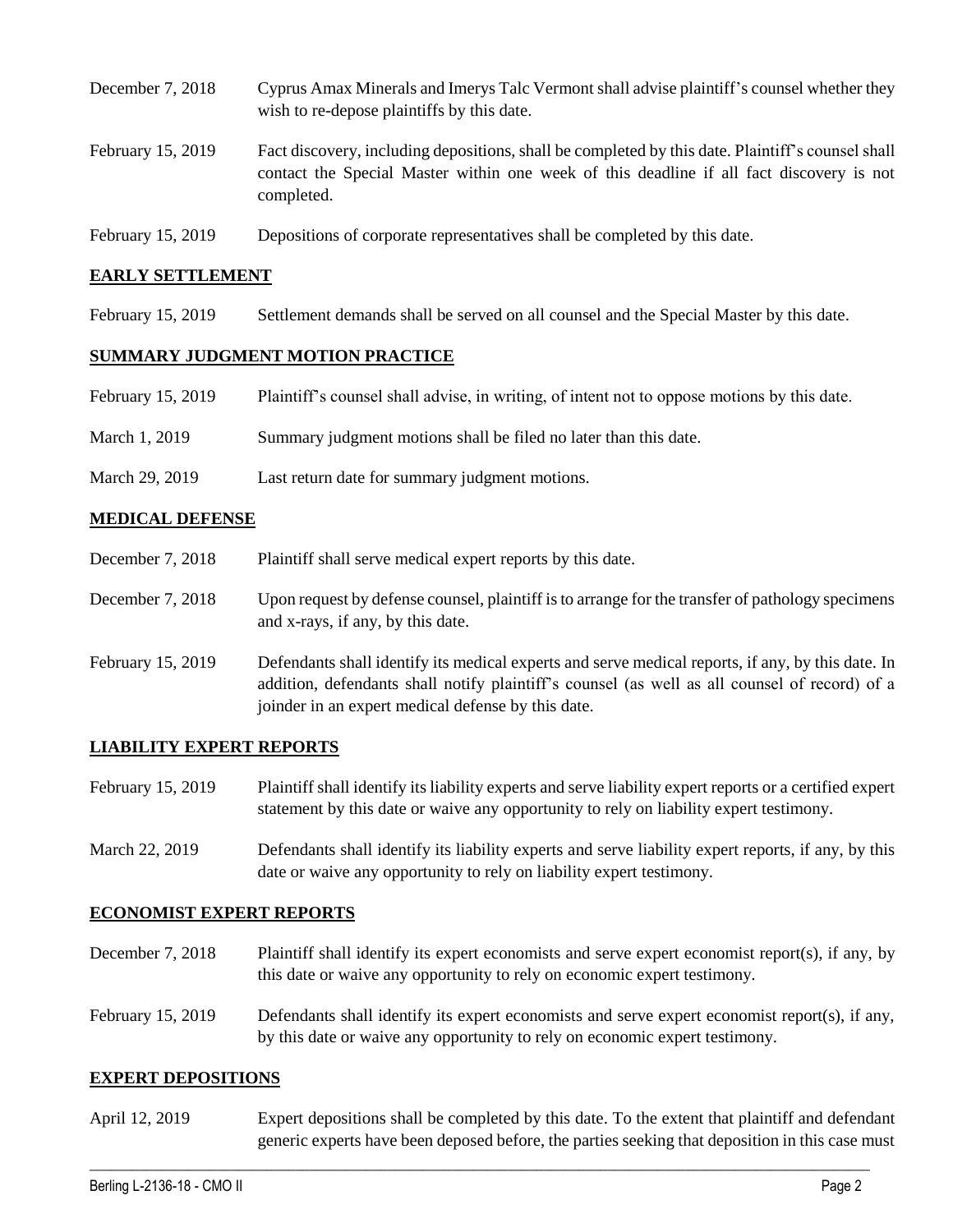December 7, 2018 Cyprus Amax Minerals and Imerys Talc Vermont shall advise plaintiff's counsel whether they wish to re-depose plaintiffs by this date.

February 15, 2019 Fact discovery, including depositions, shall be completed by this date. Plaintiff's counsel shall contact the Special Master within one week of this deadline if all fact discovery is not completed.

February 15, 2019 Depositions of corporate representatives shall be completed by this date.

## EARLY SETTLEMENT

February 15, 2019 Settlement demands shall be served on all counsel and the Special Master by this date.

## SUMMARY JUDGMENT MOTION PRACTICE

February 15, 2019 Plaintiff's counsel shall advise, in writing, of intent not to oppose motions by this date.

March 1, 2019 Summary judgment motions shall be filed no later than this date.

March 29, 2019 Last return date for summary judgment motions.

## MEDICAL DEFENSE

December 7, 2018 Plaintiff shall serve medical expert reports by this date.

December 7, 2018 Upon request by defense counsel, plaintiff is to arrange for the transfer of pathology specimens and x-rays, if any, by this date.

February 15, 2019 Defendants shall identify its medical experts and serve medical reports, if any, by this date. In addition, defendants shall notify plaintiff's counsel (as well as all counsel of record) of a joinder in an expert medical defense by this date.

## LIABILITY EXPERT REPORTS

February 15, 2019 Plaintiff shall identify its liability experts and serve liability expert reports or a certified expert statement by this date or waive any opportunity to rely on liability expert testimony.

March 22, 2019 Defendants shall identify its liability experts and serve liability expert reports, if any, by this date or waive any opportunity to rely on liability expert testimony.

## ECONOMIST EXPERT REPORTS

December 7, 2018 Plaintiff shall identify its expert economists and serve expert economist report(s), if any, by this date or waive any opportunity to rely on economic expert testimony.

February 15, 2019 Defendants shall identify its expert economists and serve expert economist report(s), if any, by this date or waive any opportunity to rely on economic expert testimony.

## EXPERT DEPOSITIONS

April 12, 2019 Expert depositions shall be completed by this date. To the extent that plaintiff and defendant generic experts have been deposed before, the parties seeking that deposition in this case must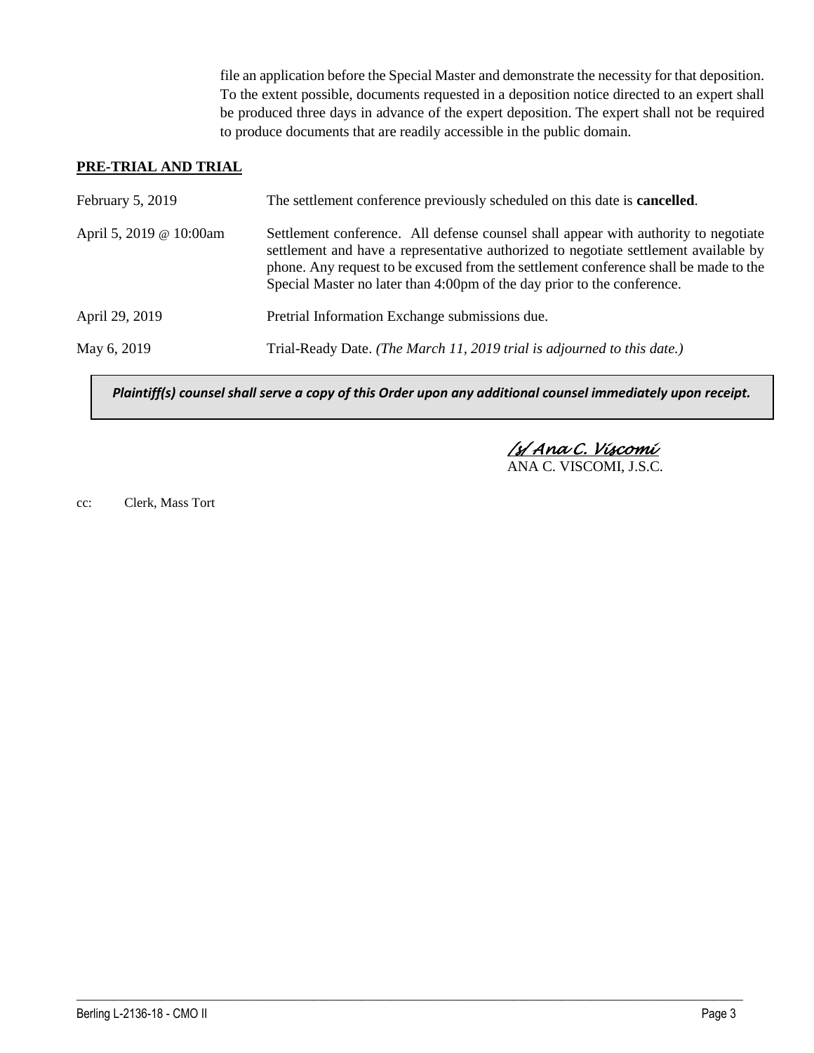file an application before the Special Master and demonstrate the necessity for that deposition. To the extent possible, documents requested in a deposition notice directed to an expert shall be produced three days in advance of the expert deposition. The expert shall not be required to produce documents that are readily accessible in the public domain.

**PRE-TRIAL AND TRIAL**

| | |
|---|---|
| February 5, 2019 | The settlement conference previously scheduled on this date is **cancelled**. |
| April 5, 2019 @ 10:00am | Settlement conference. All defense counsel shall appear with authority to negotiate settlement and have a representative authorized to negotiate settlement available by phone. Any request to be excused from the settlement conference shall be made to the Special Master no later than 4:00pm of the day prior to the conference. |
| April 29, 2019 | Pretrial Information Exchange submissions due. |
| May 6, 2019 | Trial-Ready Date. *(The March 11, 2019 trial is adjourned to this date.)* |

***Plaintiff(s) counsel shall serve a copy of this Order upon any additional counsel immediately upon receipt.***

*/s/ Ana C. Viscomi*
ANA C. VISCOMI, J.S.C.

cc: Clerk, Mass Tort